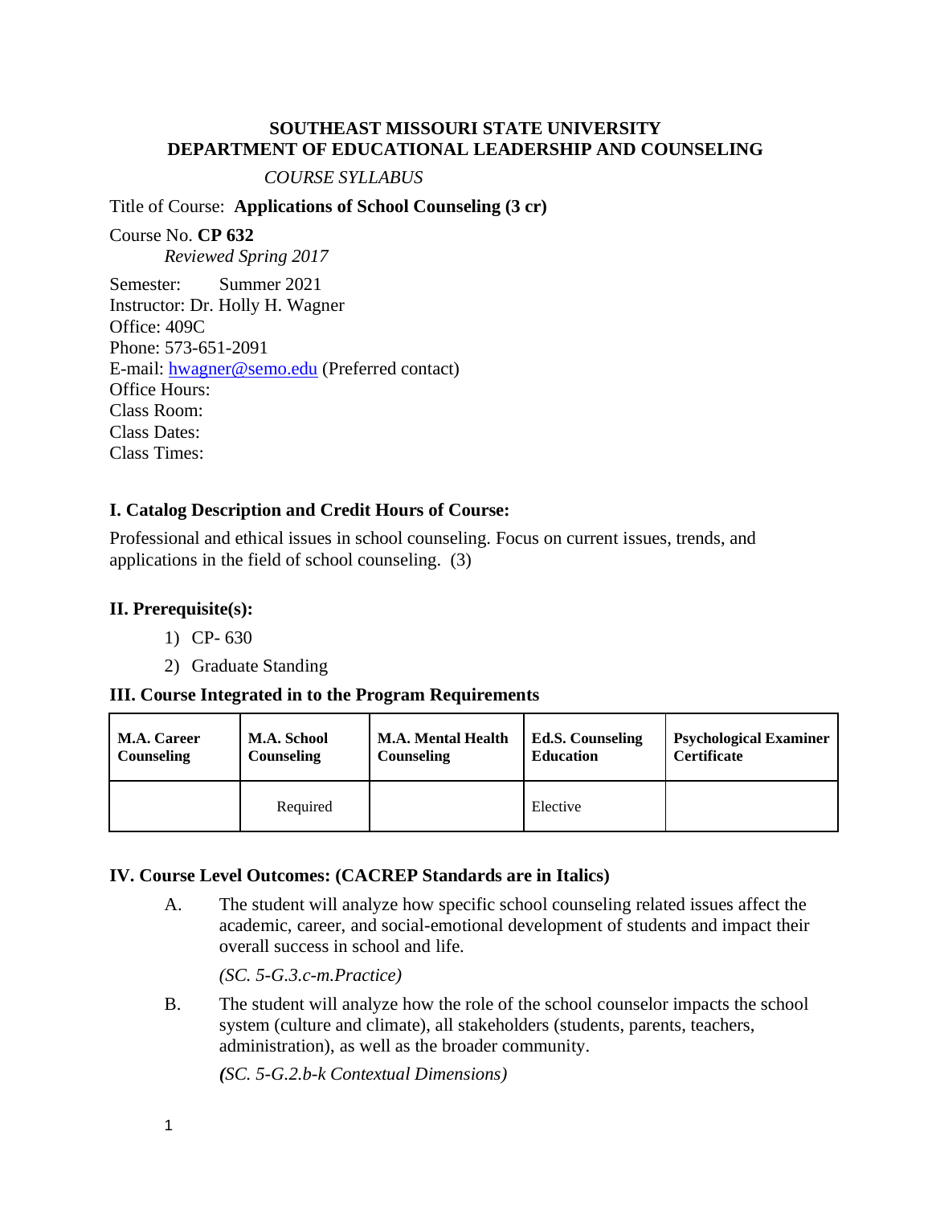**SOUTHEAST MISSOURI STATE UNIVERSITY**
**DEPARTMENT OF EDUCATIONAL LEADERSHIP AND COUNSELING**

*COURSE SYLLABUS*

Title of Course: **Applications of School Counseling (3 cr)**

Course No. **CP 632**
*Reviewed Spring 2017*

Semester: Summer 2021
Instructor: Dr. Holly H. Wagner
Office: 409C
Phone: 573-651-2091
E-mail: hwagner@semo.edu (Preferred contact)
Office Hours:
Class Room:
Class Dates:
Class Times:

## I. Catalog Description and Credit Hours of Course:

Professional and ethical issues in school counseling. Focus on current issues, trends, and applications in the field of school counseling. (3)

## II. Prerequisite(s):

1) CP- 630
2) Graduate Standing

## III. Course Integrated in to the Program Requirements

| M.A. Career Counseling | M.A. School Counseling | M.A. Mental Health Counseling | Ed.S. Counseling Education | Psychological Examiner Certificate |
|---|---|---|---|---|
| | Required | | Elective | |

## IV. Course Level Outcomes: (CACREP Standards are in Italics)

A. The student will analyze how specific school counseling related issues affect the academic, career, and social-emotional development of students and impact their overall success in school and life.

   *(SC. 5-G.3.c-m.Practice)*

B. The student will analyze how the role of the school counselor impacts the school system (culture and climate), all stakeholders (students, parents, teachers, administration), as well as the broader community.

   *(SC. 5-G.2.b-k Contextual Dimensions)*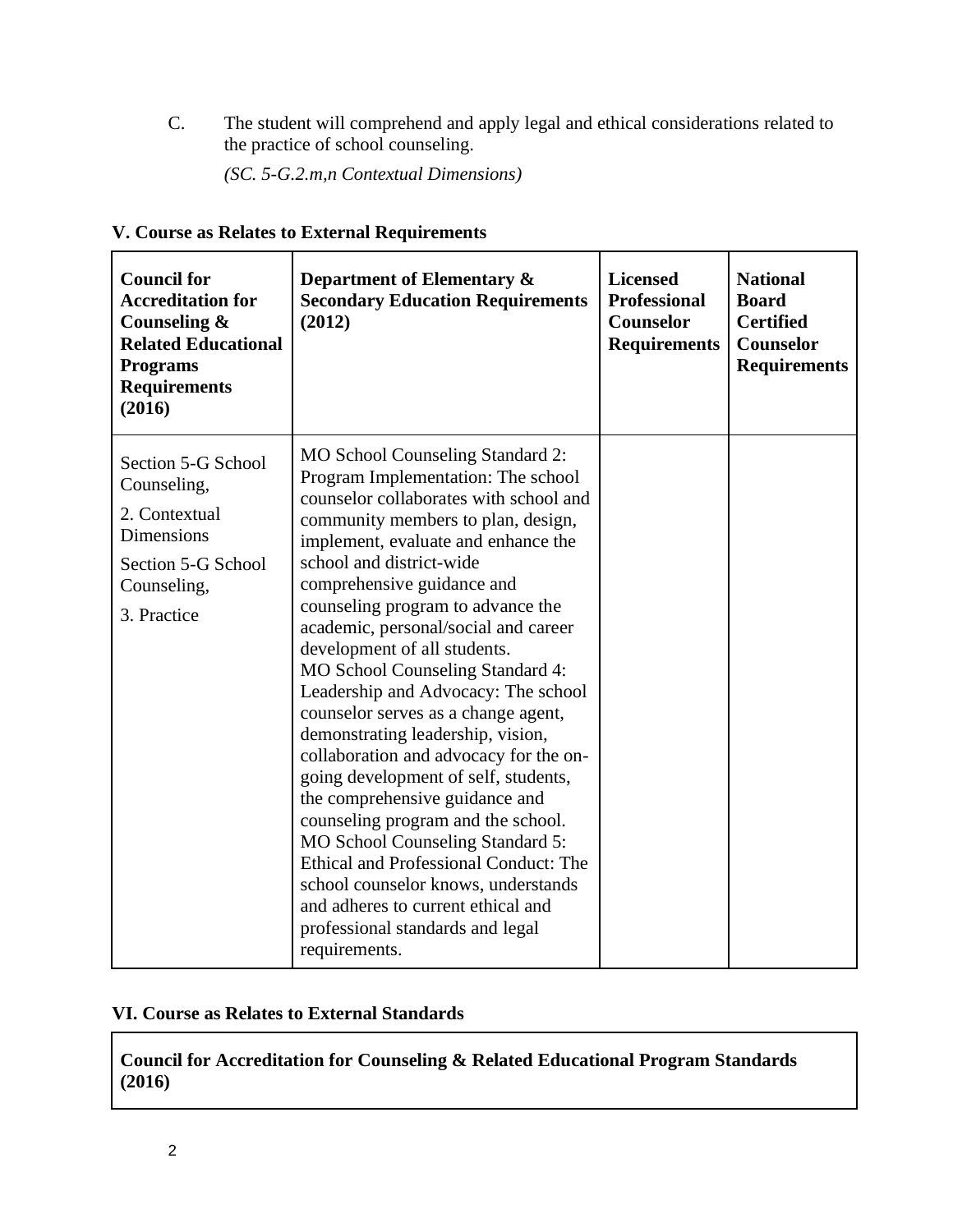C. The student will comprehend and apply legal and ethical considerations related to the practice of school counseling.

*(SC. 5-G.2.m,n Contextual Dimensions)*

**V. Course as Relates to External Requirements**

| **Council for Accreditation for Counseling & Related Educational Programs Requirements (2016)** | **Department of Elementary & Secondary Education Requirements (2012)** | **Licensed Professional Counselor Requirements** | **National Board Certified Counselor Requirements** |
|---|---|---|---|
| Section 5-G School Counseling,<br>2. Contextual Dimensions<br>Section 5-G School Counseling,<br>3. Practice | MO School Counseling Standard 2: Program Implementation: The school counselor collaborates with school and community members to plan, design, implement, evaluate and enhance the school and district-wide comprehensive guidance and counseling program to advance the academic, personal/social and career development of all students.<br>MO School Counseling Standard 4: Leadership and Advocacy: The school counselor serves as a change agent, demonstrating leadership, vision, collaboration and advocacy for the on-going development of self, students, the comprehensive guidance and counseling program and the school.<br>MO School Counseling Standard 5: Ethical and Professional Conduct: The school counselor knows, understands and adheres to current ethical and professional standards and legal requirements. | | |

**VI. Course as Relates to External Standards**

| **Council for Accreditation for Counseling & Related Educational Program Standards (2016)** |
|---|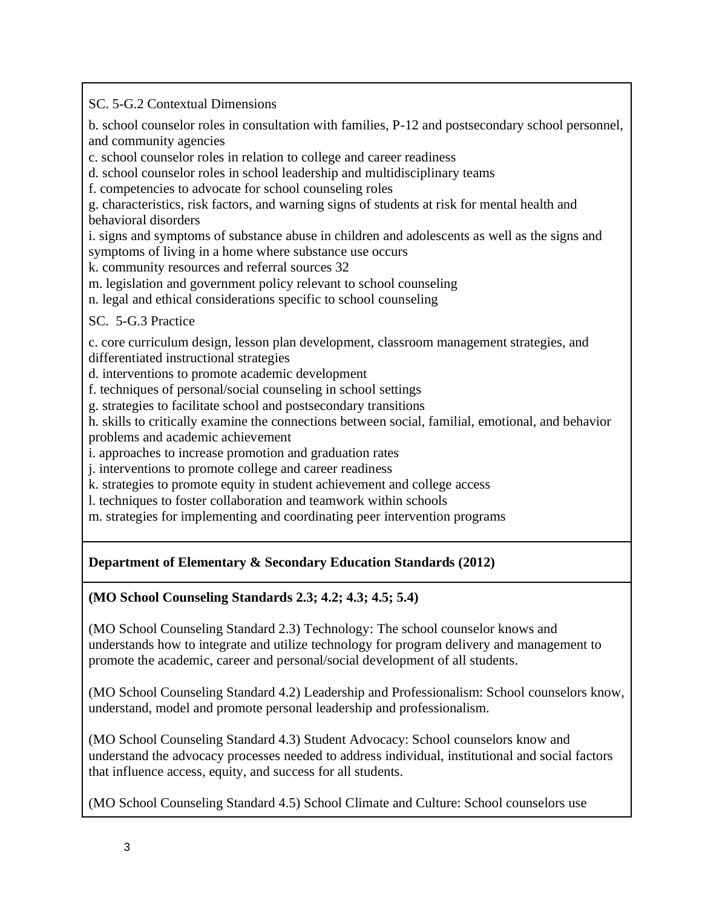SC. 5-G.2 Contextual Dimensions

b. school counselor roles in consultation with families, P-12 and postsecondary school personnel, and community agencies
c. school counselor roles in relation to college and career readiness
d. school counselor roles in school leadership and multidisciplinary teams
f. competencies to advocate for school counseling roles
g. characteristics, risk factors, and warning signs of students at risk for mental health and behavioral disorders
i. signs and symptoms of substance abuse in children and adolescents as well as the signs and symptoms of living in a home where substance use occurs
k. community resources and referral sources 32
m. legislation and government policy relevant to school counseling
n. legal and ethical considerations specific to school counseling

SC. 5-G.3 Practice

c. core curriculum design, lesson plan development, classroom management strategies, and differentiated instructional strategies
d. interventions to promote academic development
f. techniques of personal/social counseling in school settings
g. strategies to facilitate school and postsecondary transitions
h. skills to critically examine the connections between social, familial, emotional, and behavior problems and academic achievement
i. approaches to increase promotion and graduation rates
j. interventions to promote college and career readiness
k. strategies to promote equity in student achievement and college access
l. techniques to foster collaboration and teamwork within schools
m. strategies for implementing and coordinating peer intervention programs

**Department of Elementary & Secondary Education Standards (2012)**

**(MO School Counseling Standards 2.3; 4.2; 4.3; 4.5; 5.4)**

(MO School Counseling Standard 2.3) Technology: The school counselor knows and understands how to integrate and utilize technology for program delivery and management to promote the academic, career and personal/social development of all students.

(MO School Counseling Standard 4.2) Leadership and Professionalism: School counselors know, understand, model and promote personal leadership and professionalism.

(MO School Counseling Standard 4.3) Student Advocacy: School counselors know and understand the advocacy processes needed to address individual, institutional and social factors that influence access, equity, and success for all students.

(MO School Counseling Standard 4.5) School Climate and Culture: School counselors use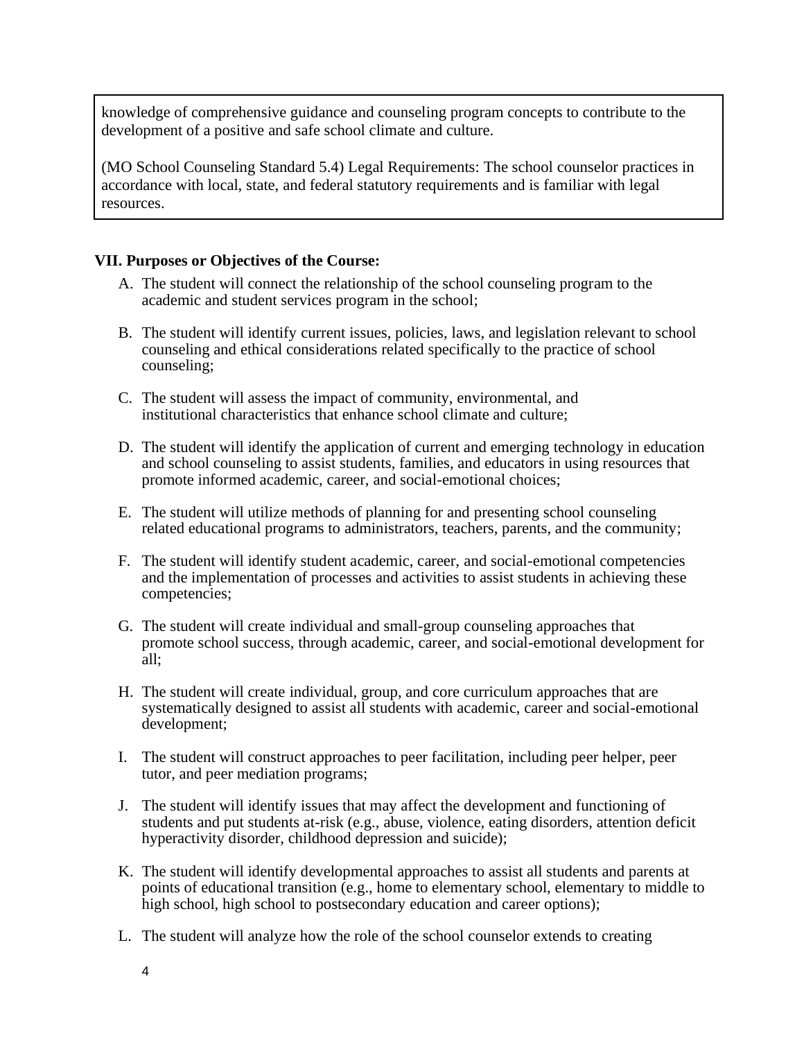knowledge of comprehensive guidance and counseling program concepts to contribute to the development of a positive and safe school climate and culture.

(MO School Counseling Standard 5.4) Legal Requirements: The school counselor practices in accordance with local, state, and federal statutory requirements and is familiar with legal resources.

**VII. Purposes or Objectives of the Course:**

A. The student will connect the relationship of the school counseling program to the academic and student services program in the school;

B. The student will identify current issues, policies, laws, and legislation relevant to school counseling and ethical considerations related specifically to the practice of school counseling;

C. The student will assess the impact of community, environmental, and institutional characteristics that enhance school climate and culture;

D. The student will identify the application of current and emerging technology in education and school counseling to assist students, families, and educators in using resources that promote informed academic, career, and social-emotional choices;

E. The student will utilize methods of planning for and presenting school counseling related educational programs to administrators, teachers, parents, and the community;

F. The student will identify student academic, career, and social-emotional competencies and the implementation of processes and activities to assist students in achieving these competencies;

G. The student will create individual and small-group counseling approaches that promote school success, through academic, career, and social-emotional development for all;

H. The student will create individual, group, and core curriculum approaches that are systematically designed to assist all students with academic, career and social-emotional development;

I. The student will construct approaches to peer facilitation, including peer helper, peer tutor, and peer mediation programs;

J. The student will identify issues that may affect the development and functioning of students and put students at-risk (e.g., abuse, violence, eating disorders, attention deficit hyperactivity disorder, childhood depression and suicide);

K. The student will identify developmental approaches to assist all students and parents at points of educational transition (e.g., home to elementary school, elementary to middle to high school, high school to postsecondary education and career options);

L. The student will analyze how the role of the school counselor extends to creating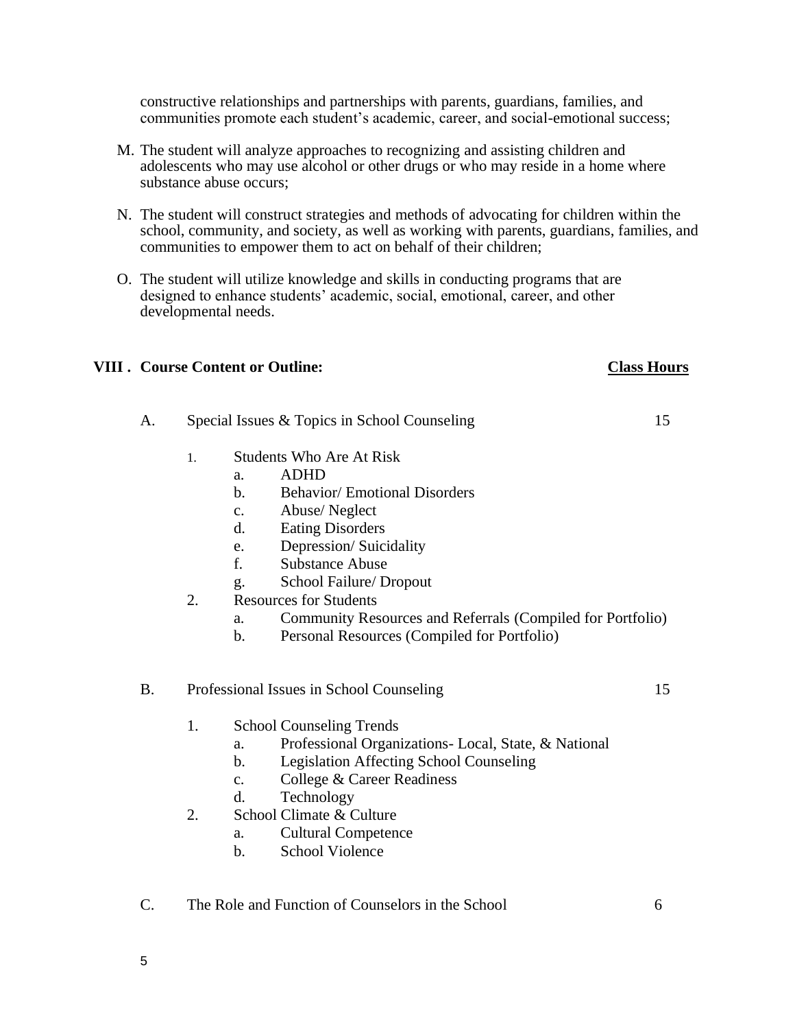constructive relationships and partnerships with parents, guardians, families, and communities promote each student's academic, career, and social-emotional success;

M. The student will analyze approaches to recognizing and assisting children and adolescents who may use alcohol or other drugs or who may reside in a home where substance abuse occurs;

N. The student will construct strategies and methods of advocating for children within the school, community, and society, as well as working with parents, guardians, families, and communities to empower them to act on behalf of their children;

O. The student will utilize knowledge and skills in conducting programs that are designed to enhance students' academic, social, emotional, career, and other developmental needs.

## VIII . Course Content or Outline: **Class Hours**

A. Special Issues & Topics in School Counseling — 15

1. Students Who Are At Risk
   a. ADHD
   b. Behavior/ Emotional Disorders
   c. Abuse/ Neglect
   d. Eating Disorders
   e. Depression/ Suicidality
   f. Substance Abuse
   g. School Failure/ Dropout
2. Resources for Students
   a. Community Resources and Referrals (Compiled for Portfolio)
   b. Personal Resources (Compiled for Portfolio)

B. Professional Issues in School Counseling — 15

1. School Counseling Trends
   a. Professional Organizations- Local, State, & National
   b. Legislation Affecting School Counseling
   c. College & Career Readiness
   d. Technology
2. School Climate & Culture
   a. Cultural Competence
   b. School Violence

C. The Role and Function of Counselors in the School — 6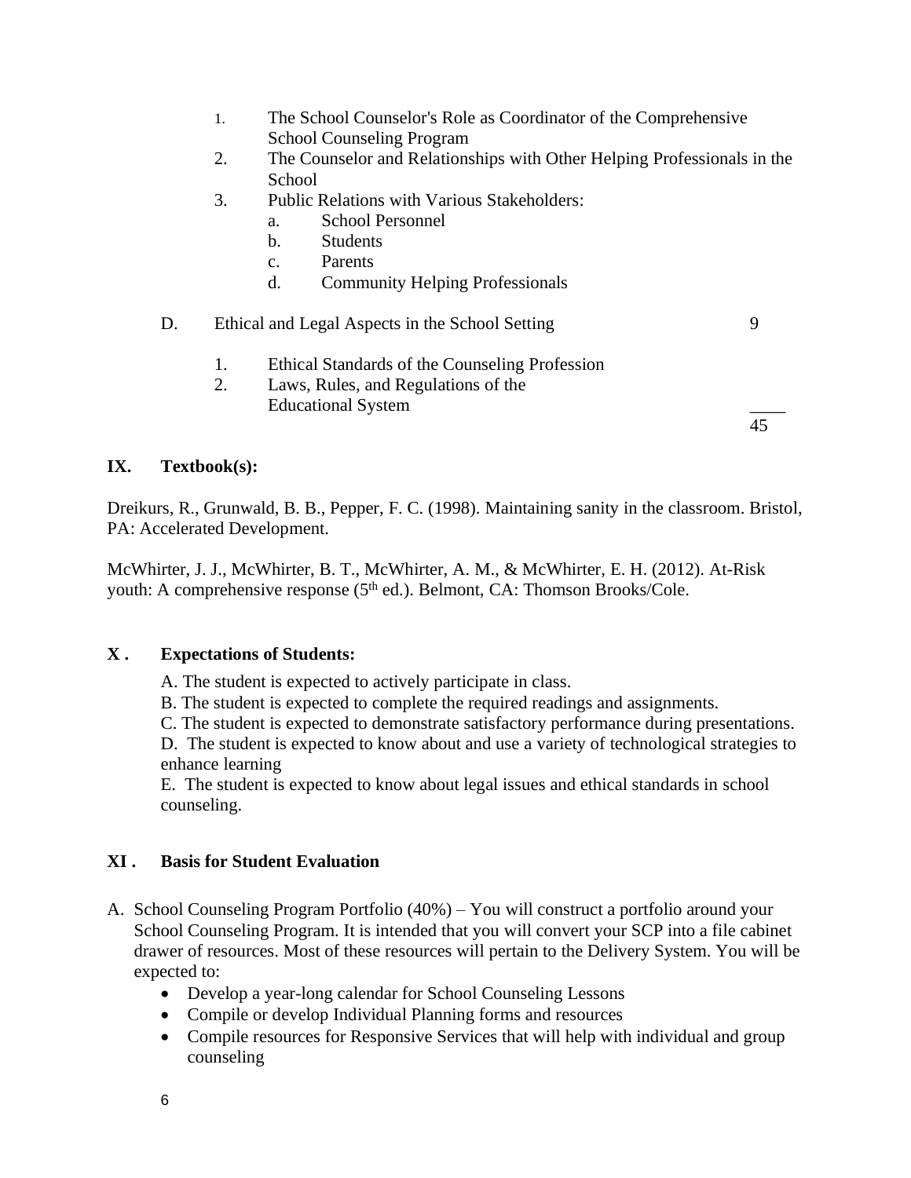1. The School Counselor's Role as Coordinator of the Comprehensive School Counseling Program
2. The Counselor and Relationships with Other Helping Professionals in the School
3. Public Relations with Various Stakeholders:
    a. School Personnel
    b. Students
    c. Parents
    d. Community Helping Professionals

D. Ethical and Legal Aspects in the School Setting — 9

1. Ethical Standards of the Counseling Profession
2. Laws, Rules, and Regulations of the Educational System

____
45

## IX. Textbook(s):

Dreikurs, R., Grunwald, B. B., Pepper, F. C. (1998). Maintaining sanity in the classroom. Bristol, PA: Accelerated Development.

McWhirter, J. J., McWhirter, B. T., McWhirter, A. M., & McWhirter, E. H. (2012). At-Risk youth: A comprehensive response (5th ed.). Belmont, CA: Thomson Brooks/Cole.

## X . Expectations of Students:

A. The student is expected to actively participate in class.
B. The student is expected to complete the required readings and assignments.
C. The student is expected to demonstrate satisfactory performance during presentations.
D. The student is expected to know about and use a variety of technological strategies to enhance learning
E. The student is expected to know about legal issues and ethical standards in school counseling.

## XI . Basis for Student Evaluation

A. School Counseling Program Portfolio (40%) – You will construct a portfolio around your School Counseling Program. It is intended that you will convert your SCP into a file cabinet drawer of resources. Most of these resources will pertain to the Delivery System. You will be expected to:
    - Develop a year-long calendar for School Counseling Lessons
    - Compile or develop Individual Planning forms and resources
    - Compile resources for Responsive Services that will help with individual and group counseling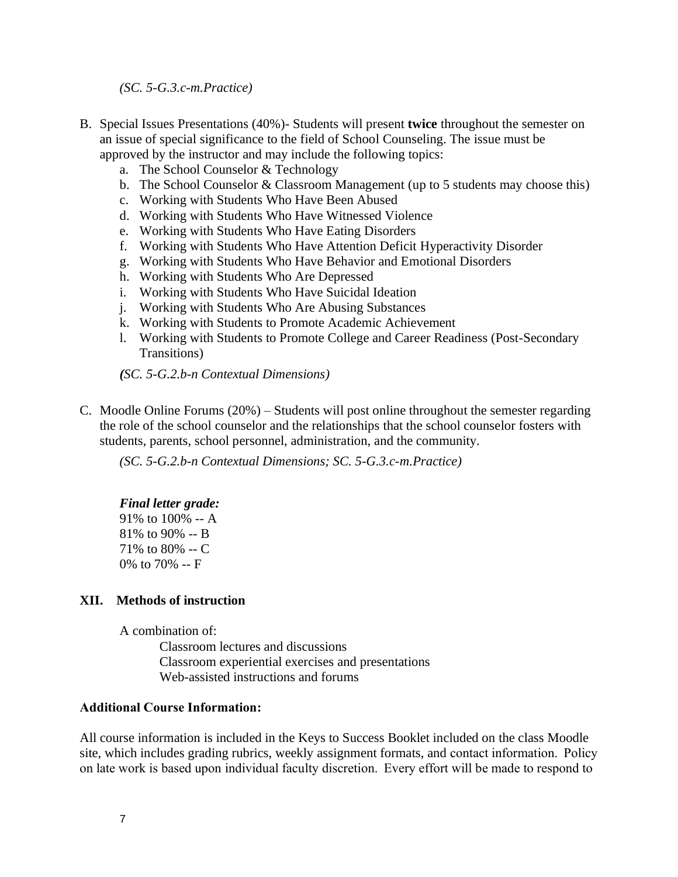*(SC. 5-G.3.c-m.Practice)*

B. Special Issues Presentations (40%)- Students will present **twice** throughout the semester on an issue of special significance to the field of School Counseling. The issue must be approved by the instructor and may include the following topics:
   a. The School Counselor & Technology
   b. The School Counselor & Classroom Management (up to 5 students may choose this)
   c. Working with Students Who Have Been Abused
   d. Working with Students Who Have Witnessed Violence
   e. Working with Students Who Have Eating Disorders
   f. Working with Students Who Have Attention Deficit Hyperactivity Disorder
   g. Working with Students Who Have Behavior and Emotional Disorders
   h. Working with Students Who Are Depressed
   i. Working with Students Who Have Suicidal Ideation
   j. Working with Students Who Are Abusing Substances
   k. Working with Students to Promote Academic Achievement
   l. Working with Students to Promote College and Career Readiness (Post-Secondary Transitions)

   ***(**SC. 5-G.2.b-n Contextual Dimensions)*

C. Moodle Online Forums (20%) – Students will post online throughout the semester regarding the role of the school counselor and the relationships that the school counselor fosters with students, parents, school personnel, administration, and the community.

   *(SC. 5-G.2.b-n Contextual Dimensions; SC. 5-G.3.c-m.Practice)*

***Final letter grade:***
91% to 100% -- A
81% to 90% -- B
71% to 80% -- C
0% to 70% -- F

## XII. Methods of instruction

A combination of:
Classroom lectures and discussions
Classroom experiential exercises and presentations
Web-assisted instructions and forums

**Additional Course Information:**

All course information is included in the Keys to Success Booklet included on the class Moodle site, which includes grading rubrics, weekly assignment formats, and contact information. Policy on late work is based upon individual faculty discretion. Every effort will be made to respond to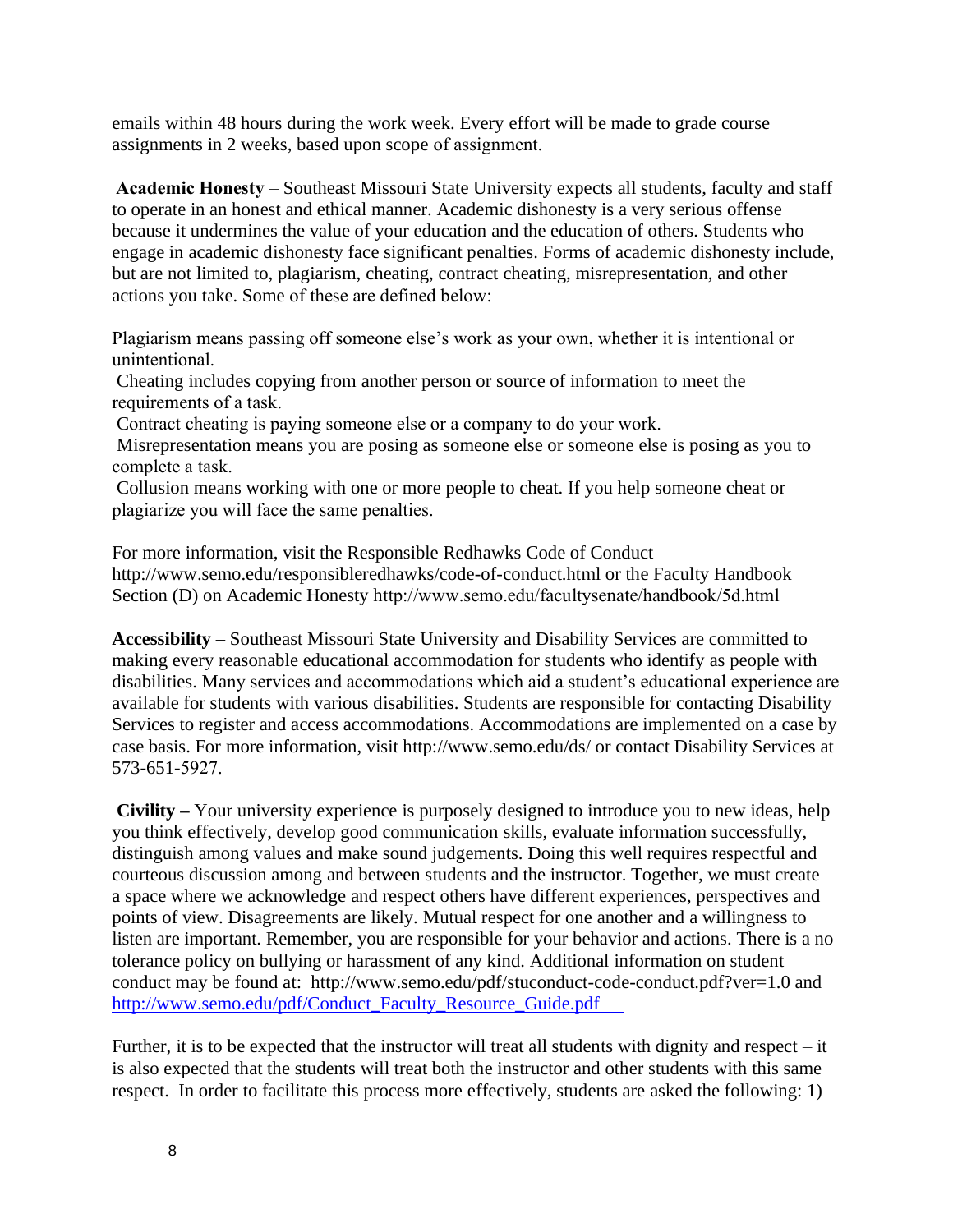emails within 48 hours during the work week. Every effort will be made to grade course assignments in 2 weeks, based upon scope of assignment.

**Academic Honesty** – Southeast Missouri State University expects all students, faculty and staff to operate in an honest and ethical manner. Academic dishonesty is a very serious offense because it undermines the value of your education and the education of others. Students who engage in academic dishonesty face significant penalties. Forms of academic dishonesty include, but are not limited to, plagiarism, cheating, contract cheating, misrepresentation, and other actions you take. Some of these are defined below:

Plagiarism means passing off someone else's work as your own, whether it is intentional or unintentional.
Cheating includes copying from another person or source of information to meet the requirements of a task.
Contract cheating is paying someone else or a company to do your work.
Misrepresentation means you are posing as someone else or someone else is posing as you to complete a task.
Collusion means working with one or more people to cheat. If you help someone cheat or plagiarize you will face the same penalties.

For more information, visit the Responsible Redhawks Code of Conduct http://www.semo.edu/responsibleredhawks/code-of-conduct.html or the Faculty Handbook Section (D) on Academic Honesty http://www.semo.edu/facultysenate/handbook/5d.html

**Accessibility –** Southeast Missouri State University and Disability Services are committed to making every reasonable educational accommodation for students who identify as people with disabilities. Many services and accommodations which aid a student's educational experience are available for students with various disabilities. Students are responsible for contacting Disability Services to register and access accommodations. Accommodations are implemented on a case by case basis. For more information, visit http://www.semo.edu/ds/ or contact Disability Services at 573-651-5927.

**Civility –** Your university experience is purposely designed to introduce you to new ideas, help you think effectively, develop good communication skills, evaluate information successfully, distinguish among values and make sound judgements. Doing this well requires respectful and courteous discussion among and between students and the instructor. Together, we must create a space where we acknowledge and respect others have different experiences, perspectives and points of view. Disagreements are likely. Mutual respect for one another and a willingness to listen are important. Remember, you are responsible for your behavior and actions. There is a no tolerance policy on bullying or harassment of any kind. Additional information on student conduct may be found at: http://www.semo.edu/pdf/stuconduct-code-conduct.pdf?ver=1.0 and http://www.semo.edu/pdf/Conduct_Faculty_Resource_Guide.pdf

Further, it is to be expected that the instructor will treat all students with dignity and respect – it is also expected that the students will treat both the instructor and other students with this same respect. In order to facilitate this process more effectively, students are asked the following: 1)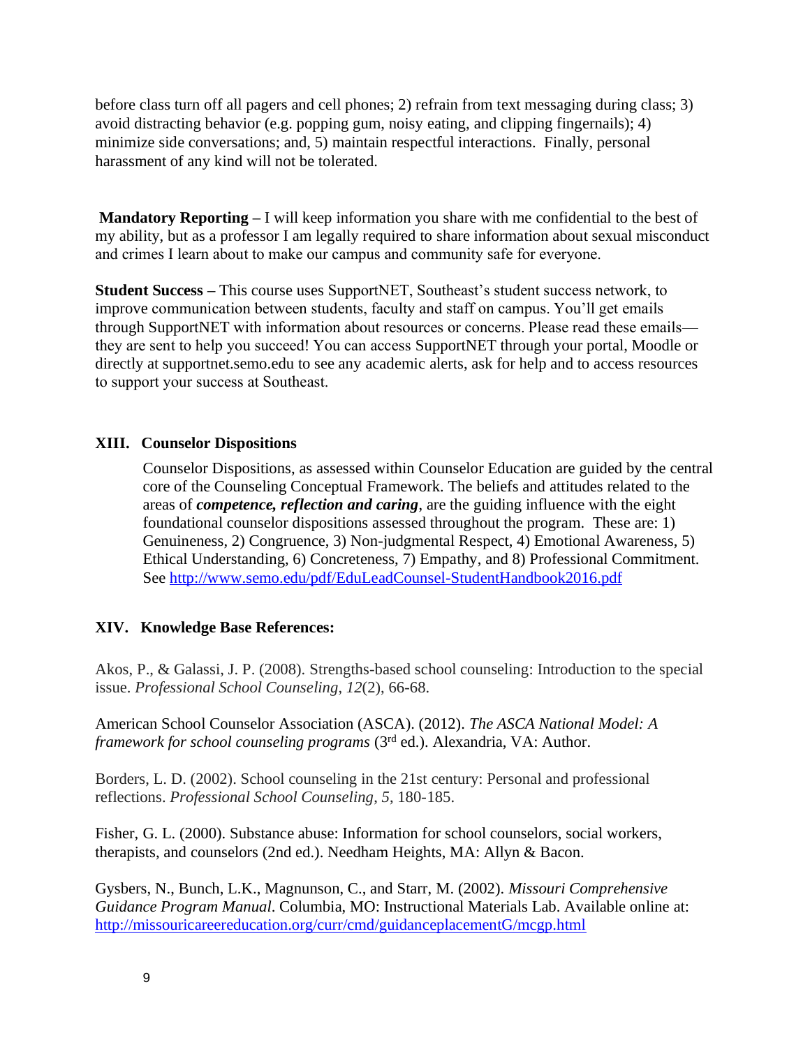before class turn off all pagers and cell phones; 2) refrain from text messaging during class; 3) avoid distracting behavior (e.g. popping gum, noisy eating, and clipping fingernails); 4) minimize side conversations; and, 5) maintain respectful interactions. Finally, personal harassment of any kind will not be tolerated.

**Mandatory Reporting –** I will keep information you share with me confidential to the best of my ability, but as a professor I am legally required to share information about sexual misconduct and crimes I learn about to make our campus and community safe for everyone.

**Student Success –** This course uses SupportNET, Southeast's student success network, to improve communication between students, faculty and staff on campus. You'll get emails through SupportNET with information about resources or concerns. Please read these emails—they are sent to help you succeed! You can access SupportNET through your portal, Moodle or directly at supportnet.semo.edu to see any academic alerts, ask for help and to access resources to support your success at Southeast.

## XIII. Counselor Dispositions

Counselor Dispositions, as assessed within Counselor Education are guided by the central core of the Counseling Conceptual Framework. The beliefs and attitudes related to the areas of ***competence, reflection and caring***, are the guiding influence with the eight foundational counselor dispositions assessed throughout the program. These are: 1) Genuineness, 2) Congruence, 3) Non-judgmental Respect, 4) Emotional Awareness, 5) Ethical Understanding, 6) Concreteness, 7) Empathy, and 8) Professional Commitment. See http://www.semo.edu/pdf/EduLeadCounsel-StudentHandbook2016.pdf

## XIV. Knowledge Base References:

Akos, P., & Galassi, J. P. (2008). Strengths-based school counseling: Introduction to the special issue. *Professional School Counseling, 12*(2), 66-68.

American School Counselor Association (ASCA). (2012). *The ASCA National Model: A framework for school counseling programs* (3rd ed.). Alexandria, VA: Author.

Borders, L. D. (2002). School counseling in the 21st century: Personal and professional reflections. *Professional School Counseling*, *5*, 180-185.

Fisher, G. L. (2000). Substance abuse: Information for school counselors, social workers, therapists, and counselors (2nd ed.). Needham Heights, MA: Allyn & Bacon.

Gysbers, N., Bunch, L.K., Magnunson, C., and Starr, M. (2002). *Missouri Comprehensive Guidance Program Manual*. Columbia, MO: Instructional Materials Lab. Available online at: http://missouricareereducation.org/curr/cmd/guidanceplacementG/mcgp.html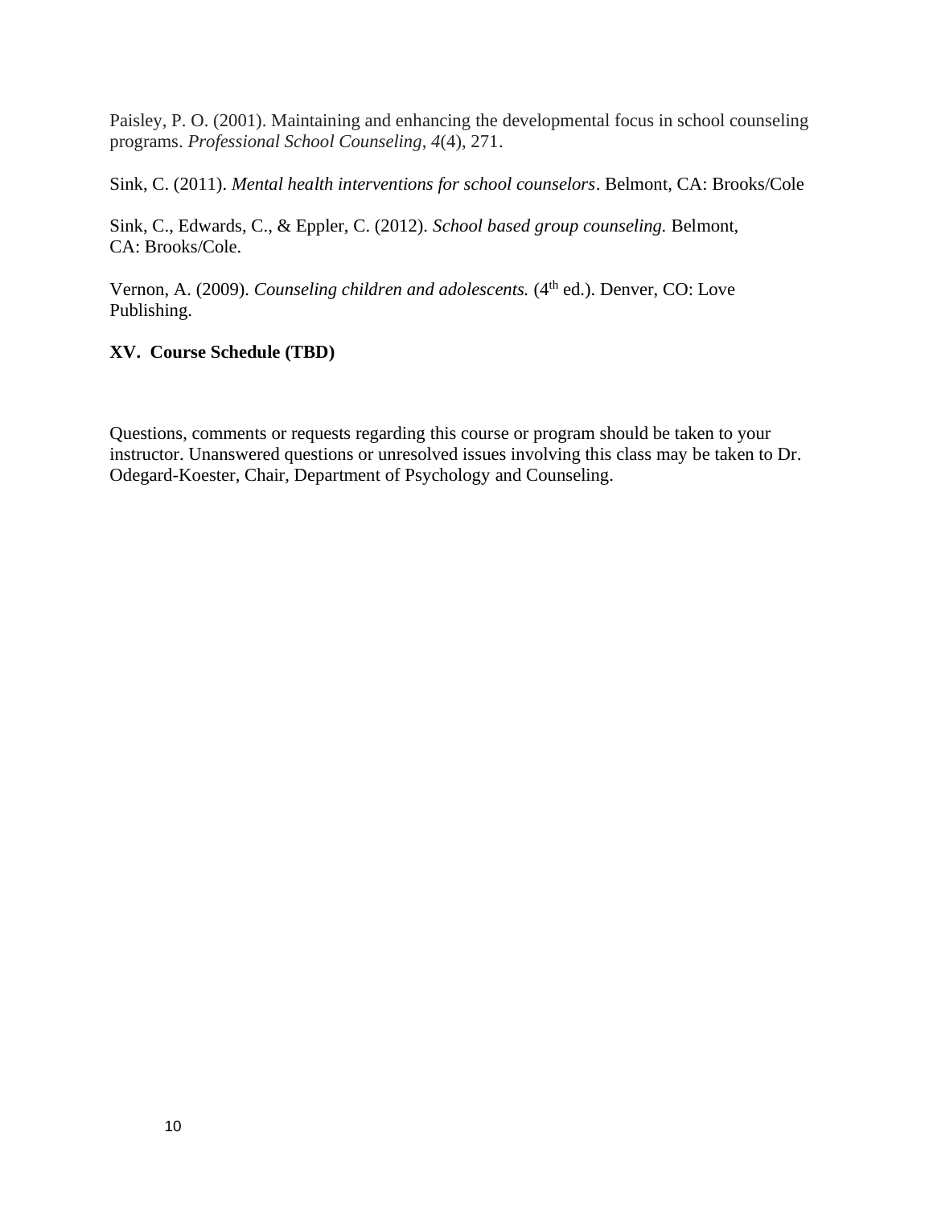Paisley, P. O. (2001). Maintaining and enhancing the developmental focus in school counseling programs. *Professional School Counseling*, *4*(4), 271.

Sink, C. (2011). *Mental health interventions for school counselors*. Belmont, CA: Brooks/Cole

Sink, C., Edwards, C., & Eppler, C. (2012). *School based group counseling.* Belmont, CA: Brooks/Cole.

Vernon, A. (2009). *Counseling children and adolescents.* (4th ed.). Denver, CO: Love Publishing.

## XV. Course Schedule (TBD)

Questions, comments or requests regarding this course or program should be taken to your instructor. Unanswered questions or unresolved issues involving this class may be taken to Dr. Odegard-Koester, Chair, Department of Psychology and Counseling.